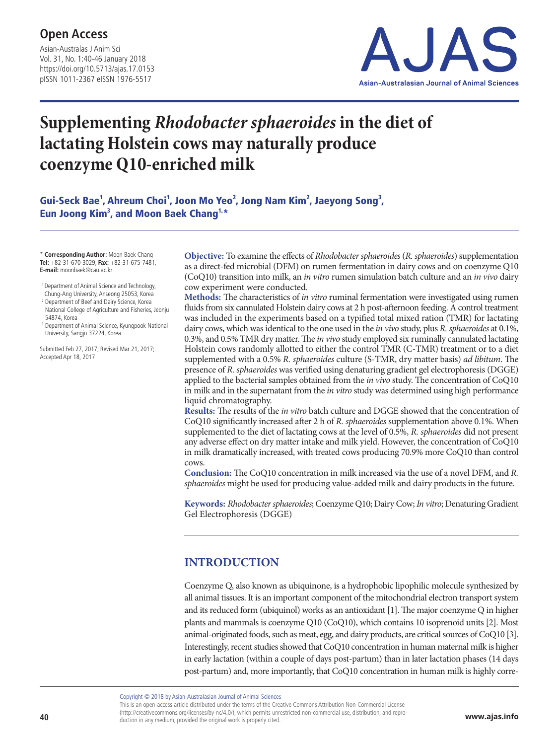# Supplementing *Rhodobacter sphaeroides* in the diet of lactating Holstein cows may naturally produce coenzyme Q10-enriched milk

**Gui-Seck Bae[1], Ahreum Choi[1], Joon Mo Yeo[2], Jong Nam Kim[2], Jaeyong Song[3], Eun Joong Kim[3], and Moon Baek Chang[1,*]**

\* **Corresponding Author:** Moon Baek Chang
**Tel:** +82-31-670-3029, **Fax:** +82-31-675-7481,
**E-mail:** moonbaek@cau.ac.kr

[1] Department of Animal Science and Technology, Chung-Ang University, Anseong 25053, Korea
[2] Department of Beef and Dairy Science, Korea National College of Agriculture and Fisheries, Jeonju 54874, Korea
[3] Department of Animal Science, Kyungpook National University, Sangju 37224, Korea

Submitted Feb 27, 2017; Revised Mar 21, 2017; Accepted Apr 18, 2017

**Objective:** To examine the effects of *Rhodobacter sphaeroides* (*R. sphaeroides*) supplementation as a direct-fed microbial (DFM) on rumen fermentation in dairy cows and on coenzyme Q10 (CoQ10) transition into milk, an *in vitro* rumen simulation batch culture and an *in vivo* dairy cow experiment were conducted.

**Methods:** The characteristics of *in vitro* ruminal fermentation were investigated using rumen fluids from six cannulated Holstein dairy cows at 2 h post-afternoon feeding. A control treatment was included in the experiments based on a typified total mixed ration (TMR) for lactating dairy cows, which was identical to the one used in the *in vivo* study, plus *R. sphaeroides* at 0.1%, 0.3%, and 0.5% TMR dry matter. The *in vivo* study employed six ruminally cannulated lactating Holstein cows randomly allotted to either the control TMR (C-TMR) treatment or to a diet supplemented with a 0.5% *R. sphaeroides* culture (S-TMR, dry matter basis) *ad libitum*. The presence of *R. sphaeroides* was verified using denaturing gradient gel electrophoresis (DGGE) applied to the bacterial samples obtained from the *in vivo* study. The concentration of CoQ10 in milk and in the supernatant from the *in vitro* study was determined using high performance liquid chromatography.

**Results:** The results of the *in vitro* batch culture and DGGE showed that the concentration of CoQ10 significantly increased after 2 h of *R. sphaeroides* supplementation above 0.1%. When supplemented to the diet of lactating cows at the level of 0.5%, *R. sphaeroides* did not present any adverse effect on dry matter intake and milk yield. However, the concentration of CoQ10 in milk dramatically increased, with treated cows producing 70.9% more CoQ10 than control cows.

**Conclusion:** The CoQ10 concentration in milk increased via the use of a novel DFM, and *R. sphaeroides* might be used for producing value-added milk and dairy products in the future.

**Keywords:** *Rhodobacter sphaeroides*; Coenzyme Q10; Dairy Cow; *In vitro*; Denaturing Gradient Gel Electrophoresis (DGGE)

## INTRODUCTION

Coenzyme Q, also known as ubiquinone, is a hydrophobic lipophilic molecule synthesized by all animal tissues. It is an important component of the mitochondrial electron transport system and its reduced form (ubiquinol) works as an antioxidant [1]. The major coenzyme Q in higher plants and mammals is coenzyme Q10 (CoQ10), which contains 10 isoprenoid units [2]. Most animal-originated foods, such as meat, egg, and dairy products, are critical sources of CoQ10 [3]. Interestingly, recent studies showed that CoQ10 concentration in human maternal milk is higher in early lactation (within a couple of days post-partum) than in later lactation phases (14 days post-partum) and, more importantly, that CoQ10 concentration in human milk is highly corre-

Copyright © 2018 by Asian-Australasian Journal of Animal Sciences
This is an open-access article distributed under the terms of the Creative Commons Attribution Non-Commercial License (http://creativecommons.org/licenses/by-nc/4.0/), which permits unrestricted non-commercial use, distribution, and reproduction in any medium, provided the original work is properly cited.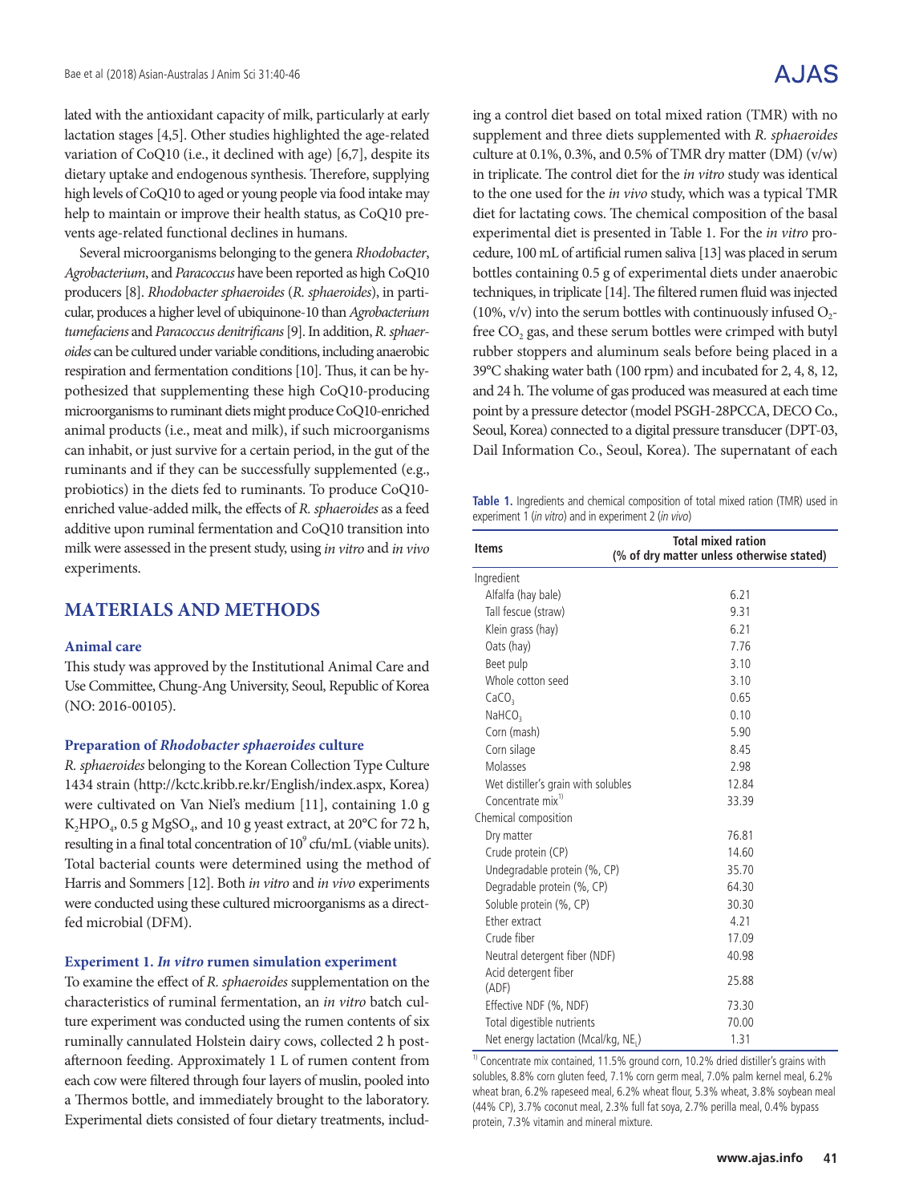lated with the antioxidant capacity of milk, particularly at early lactation stages [4,5]. Other studies highlighted the age-related variation of CoQ10 (i.e., it declined with age) [6,7], despite its dietary uptake and endogenous synthesis. Therefore, supplying high levels of CoQ10 to aged or young people via food intake may help to maintain or improve their health status, as CoQ10 prevents age-related functional declines in humans.

Several microorganisms belonging to the genera *Rhodobacter*, *Agrobacterium*, and *Paracoccus* have been reported as high CoQ10 producers [8]. *Rhodobacter sphaeroides* (*R. sphaeroides*), in particular, produces a higher level of ubiquinone-10 than *Agrobacterium tumefaciens* and *Paracoccus denitrificans* [9]. In addition, *R. sphaeroides* can be cultured under variable conditions, including anaerobic respiration and fermentation conditions [10]. Thus, it can be hypothesized that supplementing these high CoQ10-producing microorganisms to ruminant diets might produce CoQ10-enriched animal products (i.e., meat and milk), if such microorganisms can inhabit, or just survive for a certain period, in the gut of the ruminants and if they can be successfully supplemented (e.g., probiotics) in the diets fed to ruminants. To produce CoQ10-enriched value-added milk, the effects of *R. sphaeroides* as a feed additive upon ruminal fermentation and CoQ10 transition into milk were assessed in the present study, using *in vitro* and *in vivo* experiments.

## MATERIALS AND METHODS

### Animal care

This study was approved by the Institutional Animal Care and Use Committee, Chung-Ang University, Seoul, Republic of Korea (NO: 2016-00105).

### Preparation of *Rhodobacter sphaeroides* culture

*R. sphaeroides* belonging to the Korean Collection Type Culture 1434 strain (http://kctc.kribb.re.kr/English/index.aspx, Korea) were cultivated on Van Niel's medium [11], containing 1.0 g $K_2HPO_4$, 0.5 g $MgSO_4$, and 10 g yeast extract, at 20°C for 72 h, resulting in a final total concentration of $10^9$ cfu/mL (viable units). Total bacterial counts were determined using the method of Harris and Sommers [12]. Both *in vitro* and *in vivo* experiments were conducted using these cultured microorganisms as a direct-fed microbial (DFM).

### Experiment 1. *In vitro* rumen simulation experiment

To examine the effect of *R. sphaeroides* supplementation on the characteristics of ruminal fermentation, an *in vitro* batch culture experiment was conducted using the rumen contents of six ruminally cannulated Holstein dairy cows, collected 2 h post-afternoon feeding. Approximately 1 L of rumen content from each cow were filtered through four layers of muslin, pooled into a Thermos bottle, and immediately brought to the laboratory. Experimental diets consisted of four dietary treatments, including a control diet based on total mixed ration (TMR) with no supplement and three diets supplemented with *R. sphaeroides* culture at 0.1%, 0.3%, and 0.5% of TMR dry matter (DM) (v/w) in triplicate. The control diet for the *in vitro* study was identical to the one used for the *in vivo* study, which was a typical TMR diet for lactating cows. The chemical composition of the basal experimental diet is presented in Table 1. For the *in vitro* procedure, 100 mL of artificial rumen saliva [13] was placed in serum bottles containing 0.5 g of experimental diets under anaerobic techniques, in triplicate [14]. The filtered rumen fluid was injected (10%, v/v) into the serum bottles with continuously infused $O_2$-free $CO_2$ gas, and these serum bottles were crimped with butyl rubber stoppers and aluminum seals before being placed in a 39°C shaking water bath (100 rpm) and incubated for 2, 4, 8, 12, and 24 h. The volume of gas produced was measured at each time point by a pressure detector (model PSGH-28PCCA, DECO Co., Seoul, Korea) connected to a digital pressure transducer (DPT-03, Dail Information Co., Seoul, Korea). The supernatant of each

**Table 1.** Ingredients and chemical composition of total mixed ration (TMR) used in experiment 1 (*in vitro*) and in experiment 2 (*in vivo*)

| Items | Total mixed ration (% of dry matter unless otherwise stated) |
|---|---|
| Ingredient | |
| Alfalfa (hay bale) | 6.21 |
| Tall fescue (straw) | 9.31 |
| Klein grass (hay) | 6.21 |
| Oats (hay) | 7.76 |
| Beet pulp | 3.10 |
| Whole cotton seed | 3.10 |
| $CaCO_3$ | 0.65 |
| $NaHCO_3$ | 0.10 |
| Corn (mash) | 5.90 |
| Corn silage | 8.45 |
| Molasses | 2.98 |
| Wet distiller's grain with solubles | 12.84 |
| Concentrate mix[1] | 33.39 |
| Chemical composition | |
| Dry matter | 76.81 |
| Crude protein (CP) | 14.60 |
| Undegradable protein (%, CP) | 35.70 |
| Degradable protein (%, CP) | 64.30 |
| Soluble protein (%, CP) | 30.30 |
| Ether extract | 4.21 |
| Crude fiber | 17.09 |
| Neutral detergent fiber (NDF) | 40.98 |
| Acid detergent fiber (ADF) | 25.88 |
| Effective NDF (%, NDF) | 73.30 |
| Total digestible nutrients | 70.00 |
| Net energy lactation (Mcal/kg, $NE_L$) | 1.31 |

[1] Concentrate mix contained, 11.5% ground corn, 10.2% dried distiller's grains with solubles, 8.8% corn gluten feed, 7.1% corn germ meal, 7.0% palm kernel meal, 6.2% wheat bran, 6.2% rapeseed meal, 6.2% wheat flour, 5.3% wheat, 3.8% soybean meal (44% CP), 3.7% coconut meal, 2.3% full fat soya, 2.7% perilla meal, 0.4% bypass protein, 7.3% vitamin and mineral mixture.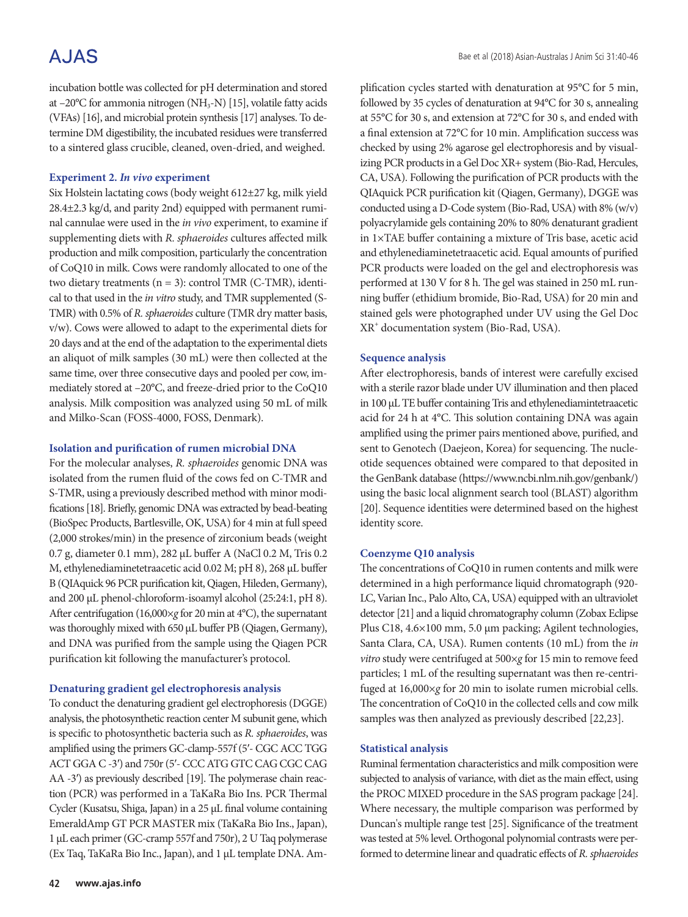incubation bottle was collected for pH determination and stored at –20°C for ammonia nitrogen ($NH_3$-N) [15], volatile fatty acids (VFAs) [16], and microbial protein synthesis [17] analyses. To determine DM digestibility, the incubated residues were transferred to a sintered glass crucible, cleaned, oven-dried, and weighed.

### Experiment 2. *In vivo* experiment

Six Holstein lactating cows (body weight 612±27 kg, milk yield 28.4±2.3 kg/d, and parity 2nd) equipped with permanent ruminal cannulae were used in the *in vivo* experiment, to examine if supplementing diets with *R. sphaeroides* cultures affected milk production and milk composition, particularly the concentration of CoQ10 in milk. Cows were randomly allocated to one of the two dietary treatments (n = 3): control TMR (C-TMR), identical to that used in the *in vitro* study, and TMR supplemented (S-TMR) with 0.5% of *R. sphaeroides* culture (TMR dry matter basis, v/w). Cows were allowed to adapt to the experimental diets for 20 days and at the end of the adaptation to the experimental diets an aliquot of milk samples (30 mL) were then collected at the same time, over three consecutive days and pooled per cow, immediately stored at –20°C, and freeze-dried prior to the CoQ10 analysis. Milk composition was analyzed using 50 mL of milk and Milko-Scan (FOSS-4000, FOSS, Denmark).

### Isolation and purification of rumen microbial DNA

For the molecular analyses, *R. sphaeroides* genomic DNA was isolated from the rumen fluid of the cows fed on C-TMR and S-TMR, using a previously described method with minor modifications [18]. Briefly, genomic DNA was extracted by bead-beating (BioSpec Products, Bartlesville, OK, USA) for 4 min at full speed (2,000 strokes/min) in the presence of zirconium beads (weight 0.7 g, diameter 0.1 mm), 282 μL buffer A (NaCl 0.2 M, Tris 0.2 M, ethylenediaminetetraacetic acid 0.02 M; pH 8), 268 μL buffer B (QIAquick 96 PCR purification kit, Qiagen, Hileden, Germany), and 200 μL phenol-chloroform-isoamyl alcohol (25:24:1, pH 8). After centrifugation (16,000×*g* for 20 min at 4°C), the supernatant was thoroughly mixed with 650 μL buffer PB (Qiagen, Germany), and DNA was purified from the sample using the Qiagen PCR purification kit following the manufacturer's protocol.

### Denaturing gradient gel electrophoresis analysis

To conduct the denaturing gradient gel electrophoresis (DGGE) analysis, the photosynthetic reaction center M subunit gene, which is specific to photosynthetic bacteria such as *R. sphaeroides*, was amplified using the primers GC-clamp-557f (5′- CGC ACC TGG ACT GGA C -3′) and 750r (5′- CCC ATG GTC CAG CGC CAG AA -3′) as previously described [19]. The polymerase chain reaction (PCR) was performed in a TaKaRa Bio Ins. PCR Thermal Cycler (Kusatsu, Shiga, Japan) in a 25 μL final volume containing EmeraldAmp GT PCR MASTER mix (TaKaRa Bio Ins., Japan), 1 μL each primer (GC-cramp 557f and 750r), 2 U Taq polymerase (Ex Taq, TaKaRa Bio Inc., Japan), and 1 μL template DNA. Amplification cycles started with denaturation at 95°C for 5 min, followed by 35 cycles of denaturation at 94°C for 30 s, annealing at 55°C for 30 s, and extension at 72°C for 30 s, and ended with a final extension at 72°C for 10 min. Amplification success was checked by using 2% agarose gel electrophoresis and by visualizing PCR products in a Gel Doc XR+ system (Bio-Rad, Hercules, CA, USA). Following the purification of PCR products with the QIAquick PCR purification kit (Qiagen, Germany), DGGE was conducted using a D-Code system (Bio-Rad, USA) with 8% (w/v) polyacrylamide gels containing 20% to 80% denaturant gradient in 1×TAE buffer containing a mixture of Tris base, acetic acid and ethylenediaminetetraacetic acid. Equal amounts of purified PCR products were loaded on the gel and electrophoresis was performed at 130 V for 8 h. The gel was stained in 250 mL running buffer (ethidium bromide, Bio-Rad, USA) for 20 min and stained gels were photographed under UV using the Gel Doc XR+ documentation system (Bio-Rad, USA).

### Sequence analysis

After electrophoresis, bands of interest were carefully excised with a sterile razor blade under UV illumination and then placed in 100 μL TE buffer containing Tris and ethylenediamintetraacetic acid for 24 h at 4°C. This solution containing DNA was again amplified using the primer pairs mentioned above, purified, and sent to Genotech (Daejeon, Korea) for sequencing. The nucleotide sequences obtained were compared to that deposited in the GenBank database (https://www.ncbi.nlm.nih.gov/genbank/) using the basic local alignment search tool (BLAST) algorithm [20]. Sequence identities were determined based on the highest identity score.

### Coenzyme Q10 analysis

The concentrations of CoQ10 in rumen contents and milk were determined in a high performance liquid chromatograph (920-LC, Varian Inc., Palo Alto, CA, USA) equipped with an ultraviolet detector [21] and a liquid chromatography column (Zobax Eclipse Plus C18, 4.6×100 mm, 5.0 μm packing; Agilent technologies, Santa Clara, CA, USA). Rumen contents (10 mL) from the *in vitro* study were centrifuged at 500×*g* for 15 min to remove feed particles; 1 mL of the resulting supernatant was then re-centrifuged at 16,000×*g* for 20 min to isolate rumen microbial cells. The concentration of CoQ10 in the collected cells and cow milk samples was then analyzed as previously described [22,23].

### Statistical analysis

Ruminal fermentation characteristics and milk composition were subjected to analysis of variance, with diet as the main effect, using the PROC MIXED procedure in the SAS program package [24]. Where necessary, the multiple comparison was performed by Duncan's multiple range test [25]. Significance of the treatment was tested at 5% level. Orthogonal polynomial contrasts were performed to determine linear and quadratic effects of *R. sphaeroides*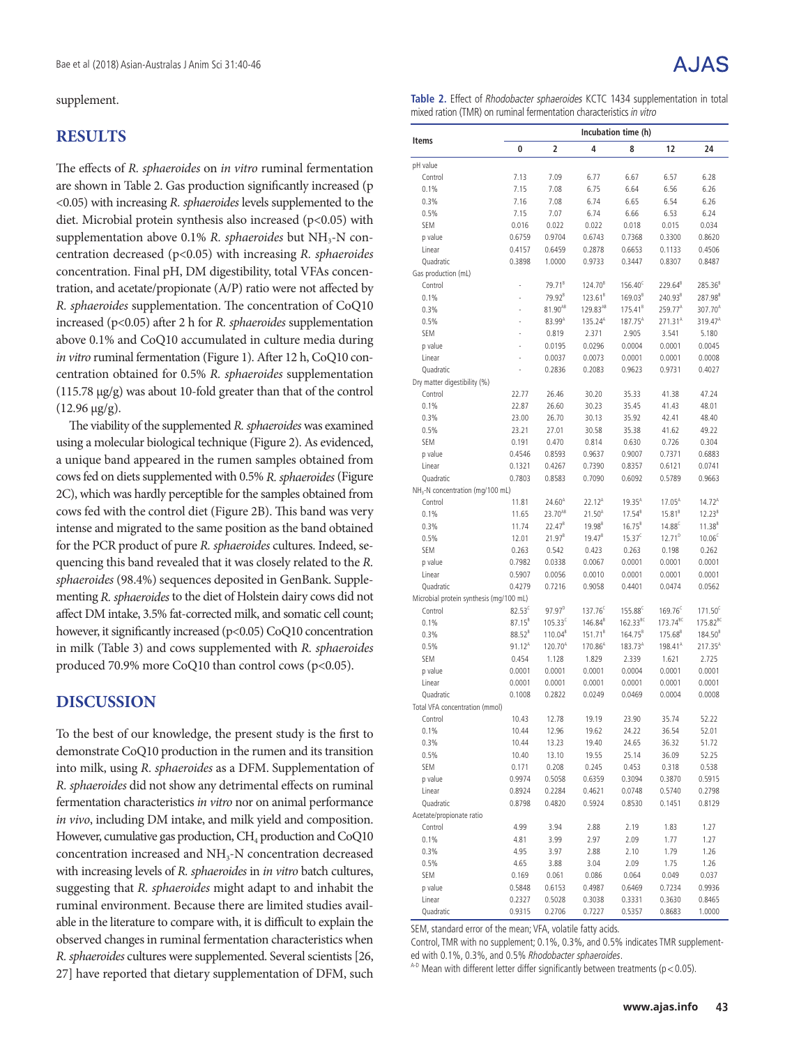supplement.

## RESULTS

The effects of *R. sphaeroides* on *in vitro* ruminal fermentation are shown in Table 2. Gas production significantly increased ($p<0.05$) with increasing *R. sphaeroides* levels supplemented to the diet. Microbial protein synthesis also increased ($p<0.05$) with supplementation above 0.1% *R. sphaeroides* but $NH_3$-N concentration decreased ($p<0.05$) with increasing *R. sphaeroides* concentration. Final pH, DM digestibility, total VFAs concentration, and acetate/propionate (A/P) ratio were not affected by *R. sphaeroides* supplementation. The concentration of CoQ10 increased ($p<0.05$) after 2 h for *R. sphaeroides* supplementation above 0.1% and CoQ10 accumulated in culture media during *in vitro* ruminal fermentation (Figure 1). After 12 h, CoQ10 concentration obtained for 0.5% *R. sphaeroides* supplementation (115.78 μg/g) was about 10-fold greater than that of the control (12.96 μg/g).

The viability of the supplemented *R. sphaeroides* was examined using a molecular biological technique (Figure 2). As evidenced, a unique band appeared in the rumen samples obtained from cows fed on diets supplemented with 0.5% *R. sphaeroides* (Figure 2C), which was hardly perceptible for the samples obtained from cows fed with the control diet (Figure 2B). This band was very intense and migrated to the same position as the band obtained for the PCR product of pure *R. sphaeroides* cultures. Indeed, sequencing this band revealed that it was closely related to the *R. sphaeroides* (98.4%) sequences deposited in GenBank. Supplementing *R. sphaeroides* to the diet of Holstein dairy cows did not affect DM intake, 3.5% fat-corrected milk, and somatic cell count; however, it significantly increased ($p<0.05$) CoQ10 concentration in milk (Table 3) and cows supplemented with *R. sphaeroides* produced 70.9% more CoQ10 than control cows ($p<0.05$).

## DISCUSSION

To the best of our knowledge, the present study is the first to demonstrate CoQ10 production in the rumen and its transition into milk, using *R. sphaeroides* as a DFM. Supplementation of *R. sphaeroides* did not show any detrimental effects on ruminal fermentation characteristics *in vitro* nor on animal performance *in vivo*, including DM intake, and milk yield and composition. However, cumulative gas production, $CH_4$ production and CoQ10 concentration increased and $NH_3$-N concentration decreased with increasing levels of *R. sphaeroides* in *in vitro* batch cultures, suggesting that *R. sphaeroides* might adapt to and inhabit the ruminal environment. Because there are limited studies available in the literature to compare with, it is difficult to explain the observed changes in ruminal fermentation characteristics when *R. sphaeroides* cultures were supplemented. Several scientists [26, 27] have reported that dietary supplementation of DFM, such

**Table 2.** Effect of *Rhodobacter sphaeroides* KCTC 1434 supplementation in total mixed ration (TMR) on ruminal fermentation characteristics *in vitro*

| Items | Incubation time (h) | | | | | |
|---|---|---|---|---|---|---|
| | 0 | 2 | 4 | 8 | 12 | 24 |
| pH value | | | | | | |
| Control | 7.13 | 7.09 | 6.77 | 6.67 | 6.57 | 6.28 |
| 0.1% | 7.15 | 7.08 | 6.75 | 6.64 | 6.56 | 6.26 |
| 0.3% | 7.16 | 7.08 | 6.74 | 6.65 | 6.54 | 6.26 |
| 0.5% | 7.15 | 7.07 | 6.74 | 6.66 | 6.53 | 6.24 |
| SEM | 0.016 | 0.022 | 0.022 | 0.018 | 0.015 | 0.034 |
| p value | 0.6759 | 0.9704 | 0.6743 | 0.7368 | 0.3300 | 0.8620 |
| Linear | 0.4157 | 0.6459 | 0.2878 | 0.6653 | 0.1133 | 0.4506 |
| Quadratic | 0.3898 | 1.0000 | 0.9733 | 0.3447 | 0.8307 | 0.8487 |
| Gas production (mL) | | | | | | |
| Control | - | 79.71[B] | 124.70[B] | 156.40[C] | 229.64[B] | 285.36[B] |
| 0.1% | - | 79.92[B] | 123.61[B] | 169.03[B] | 240.93[B] | 287.98[B] |
| 0.3% | - | 81.90[AB] | 129.83[AB] | 175.41[B] | 259.77[A] | 307.70[A] |
| 0.5% | - | 83.99[A] | 135.24[A] | 187.75[A] | 271.31[A] | 319.47[A] |
| SEM | - | 0.819 | 2.371 | 2.905 | 3.541 | 5.180 |
| p value | - | 0.0195 | 0.0296 | 0.0004 | 0.0001 | 0.0045 |
| Linear | - | 0.0037 | 0.0073 | 0.0001 | 0.0001 | 0.0008 |
| Quadratic | - | 0.2836 | 0.2083 | 0.9623 | 0.9731 | 0.4027 |
| Dry matter digestibility (%) | | | | | | |
| Control | 22.77 | 26.46 | 30.20 | 35.33 | 41.38 | 47.24 |
| 0.1% | 22.87 | 26.60 | 30.23 | 35.45 | 41.43 | 48.01 |
| 0.3% | 23.00 | 26.70 | 30.13 | 35.92 | 42.41 | 48.40 |
| 0.5% | 23.21 | 27.01 | 30.58 | 35.38 | 41.62 | 49.22 |
| SEM | 0.191 | 0.470 | 0.814 | 0.630 | 0.726 | 0.304 |
| p value | 0.4546 | 0.8593 | 0.9637 | 0.9007 | 0.7371 | 0.6883 |
| Linear | 0.1321 | 0.4267 | 0.7390 | 0.8357 | 0.6121 | 0.0741 |
| Quadratic | 0.7803 | 0.8583 | 0.7090 | 0.6092 | 0.5789 | 0.9663 |
| $NH_3$-N concentration (mg/100 mL) | | | | | | |
| Control | 11.81 | 24.60[A] | 22.12[A] | 19.35[A] | 17.05[A] | 14.72[A] |
| 0.1% | 11.65 | 23.70[AB] | 21.50[A] | 17.54[B] | 15.81[B] | 12.23[B] |
| 0.3% | 11.74 | 22.47[B] | 19.98[B] | 16.75[B] | 14.88[C] | 11.38[B] |
| 0.5% | 12.01 | 21.97[B] | 19.47[B] | 15.37[C] | 12.71[D] | 10.06[C] |
| SEM | 0.263 | 0.542 | 0.423 | 0.263 | 0.198 | 0.262 |
| p value | 0.7982 | 0.0338 | 0.0067 | 0.0001 | 0.0001 | 0.0001 |
| Linear | 0.5907 | 0.0056 | 0.0010 | 0.0001 | 0.0001 | 0.0001 |
| Quadratic | 0.4279 | 0.7216 | 0.9058 | 0.4401 | 0.0474 | 0.0562 |
| Microbial protein synthesis (mg/100 mL) | | | | | | |
| Control | 82.53[C] | 97.97[D] | 137.76[C] | 155.88[C] | 169.76[C] | 171.50[C] |
| 0.1% | 87.15[B] | 105.33[C] | 146.84[B] | 162.33[BC] | 173.74[BC] | 175.82[BC] |
| 0.3% | 88.52[B] | 110.04[B] | 151.71[B] | 164.75[B] | 175.68[B] | 184.50[B] |
| 0.5% | 91.12[A] | 120.70[A] | 170.86[A] | 183.73[A] | 198.41[A] | 217.35[A] |
| SEM | 0.454 | 1.128 | 1.829 | 2.339 | 1.621 | 2.725 |
| p value | 0.0001 | 0.0001 | 0.0001 | 0.0004 | 0.0001 | 0.0001 |
| Linear | 0.0001 | 0.0001 | 0.0001 | 0.0001 | 0.0001 | 0.0001 |
| Quadratic | 0.1008 | 0.2822 | 0.0249 | 0.0469 | 0.0004 | 0.0008 |
| Total VFA concentration (mmol) | | | | | | |
| Control | 10.43 | 12.78 | 19.19 | 23.90 | 35.74 | 52.22 |
| 0.1% | 10.44 | 12.96 | 19.62 | 24.22 | 36.54 | 52.01 |
| 0.3% | 10.44 | 13.23 | 19.40 | 24.65 | 36.32 | 51.72 |
| 0.5% | 10.40 | 13.10 | 19.55 | 25.14 | 36.09 | 52.25 |
| SEM | 0.171 | 0.208 | 0.245 | 0.453 | 0.318 | 0.538 |
| p value | 0.9974 | 0.5058 | 0.6359 | 0.3094 | 0.3870 | 0.5915 |
| Linear | 0.8924 | 0.2284 | 0.4621 | 0.0748 | 0.5740 | 0.2798 |
| Quadratic | 0.8798 | 0.4820 | 0.5924 | 0.8530 | 0.1451 | 0.8129 |
| Acetate/propionate ratio | | | | | | |
| Control | 4.99 | 3.94 | 2.88 | 2.19 | 1.83 | 1.27 |
| 0.1% | 4.81 | 3.99 | 2.97 | 2.09 | 1.77 | 1.27 |
| 0.3% | 4.95 | 3.97 | 2.88 | 2.10 | 1.79 | 1.26 |
| 0.5% | 4.65 | 3.88 | 3.04 | 2.09 | 1.75 | 1.26 |
| SEM | 0.169 | 0.061 | 0.086 | 0.064 | 0.049 | 0.037 |
| p value | 0.5848 | 0.6153 | 0.4987 | 0.6469 | 0.7234 | 0.9936 |
| Linear | 0.2327 | 0.5028 | 0.3038 | 0.3331 | 0.3630 | 0.8465 |
| Quadratic | 0.9315 | 0.2706 | 0.7227 | 0.5357 | 0.8683 | 1.0000 |

SEM, standard error of the mean; VFA, volatile fatty acids.

Control, TMR with no supplement; 0.1%, 0.3%, and 0.5% indicates TMR supplemented with 0.1%, 0.3%, and 0.5% *Rhodobacter sphaeroides*.

[A-D] Mean with different letter differ significantly between treatments ($p<0.05$).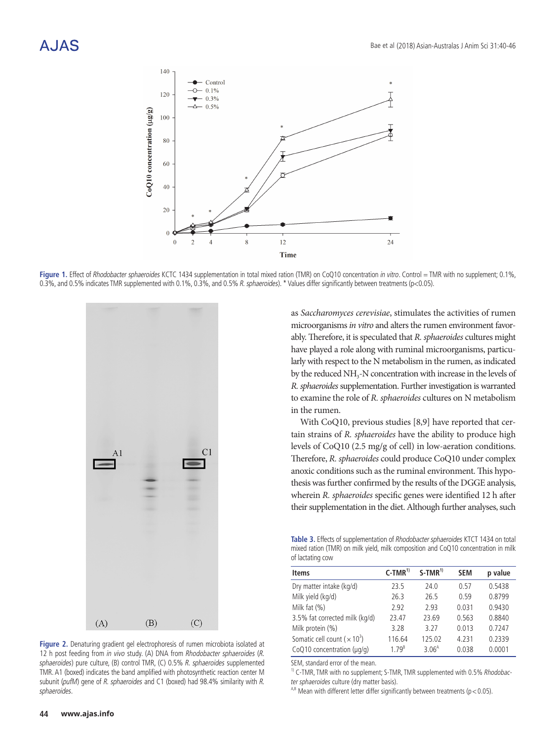**Figure 1.** Effect of *Rhodobacter sphaeroides* KCTC 1434 supplementation in total mixed ration (TMR) on CoQ10 concentration *in vitro*. Control = TMR with no supplement; 0.1%, 0.3%, and 0.5% indicates TMR supplemented with 0.1%, 0.3%, and 0.5% *R. sphaeroides*). * Values differ significantly between treatments (p<0.05).

**Figure 2.** Denaturing gradient gel electrophoresis of rumen microbiota isolated at 12 h post feeding from *in vivo* study. (A) DNA from *Rhodobacter sphaeroides* (*R. sphaeroides*) pure culture, (B) control TMR, (C) 0.5% *R. sphaeroides* supplemented TMR. A1 (boxed) indicates the band amplified with photosynthetic reaction center M subunit (*pufM*) gene of *R. sphaeroides* and C1 (boxed) had 98.4% similarity with *R. sphaeroides*.

as *Saccharomyces cerevisiae*, stimulates the activities of rumen microorganisms *in vitro* and alters the rumen environment favorably. Therefore, it is speculated that *R. sphaeroides* cultures might have played a role along with ruminal microorganisms, particularly with respect to the N metabolism in the rumen, as indicated by the reduced $NH_3$-N concentration with increase in the levels of *R. sphaeroides* supplementation. Further investigation is warranted to examine the role of *R. sphaeroides* cultures on N metabolism in the rumen.

With CoQ10, previous studies [8,9] have reported that certain strains of *R. sphaeroides* have the ability to produce high levels of CoQ10 (2.5 mg/g of cell) in low-aeration conditions. Therefore, *R. sphaeroides* could produce CoQ10 under complex anoxic conditions such as the ruminal environment. This hypothesis was further confirmed by the results of the DGGE analysis, wherein *R. sphaeroides* specific genes were identified 12 h after their supplementation in the diet. Although further analyses, such

**Table 3.** Effects of supplementation of *Rhodobacter sphaeroides* KTCT 1434 on total mixed ration (TMR) on milk yield, milk composition and CoQ10 concentration in milk of lactating cow

| Items | C-TMR[1)] | S-TMR[1)] | SEM | p value |
|---|---|---|---|---|
| Dry matter intake (kg/d) | 23.5 | 24.0 | 0.57 | 0.5438 |
| Milk yield (kg/d) | 26.3 | 26.5 | 0.59 | 0.8799 |
| Milk fat (%) | 2.92 | 2.93 | 0.031 | 0.9430 |
| 3.5% fat corrected milk (kg/d) | 23.47 | 23.69 | 0.563 | 0.8840 |
| Milk protein (%) | 3.28 | 3.27 | 0.013 | 0.7247 |
| Somatic cell count ($\times 10^3$) | 116.64 | 125.02 | 4.231 | 0.2339 |
| CoQ10 concentration (μg/g) | 1.79[B] | 3.06[A] | 0.038 | 0.0001 |

SEM, standard error of the mean.

[1)] C-TMR, TMR with no supplement; S-TMR, TMR supplemented with 0.5% *Rhodobacter sphaeroides* culture (dry matter basis).

[A,B] Mean with different letter differ significantly between treatments (p < 0.05).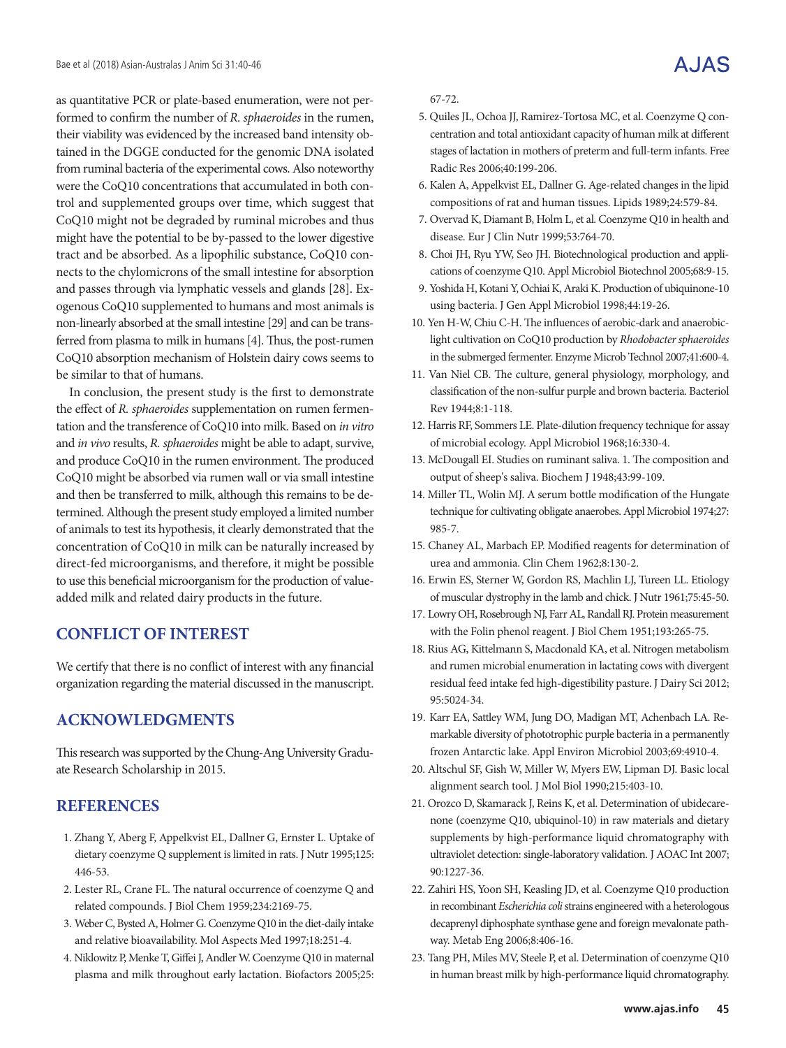as quantitative PCR or plate-based enumeration, were not performed to confirm the number of *R. sphaeroides* in the rumen, their viability was evidenced by the increased band intensity obtained in the DGGE conducted for the genomic DNA isolated from ruminal bacteria of the experimental cows. Also noteworthy were the CoQ10 concentrations that accumulated in both control and supplemented groups over time, which suggest that CoQ10 might not be degraded by ruminal microbes and thus might have the potential to be by-passed to the lower digestive tract and be absorbed. As a lipophilic substance, CoQ10 connects to the chylomicrons of the small intestine for absorption and passes through via lymphatic vessels and glands [28]. Exogenous CoQ10 supplemented to humans and most animals is non-linearly absorbed at the small intestine [29] and can be transferred from plasma to milk in humans [4]. Thus, the post-rumen CoQ10 absorption mechanism of Holstein dairy cows seems to be similar to that of humans.

In conclusion, the present study is the first to demonstrate the effect of *R. sphaeroides* supplementation on rumen fermentation and the transference of CoQ10 into milk. Based on *in vitro* and *in vivo* results, *R. sphaeroides* might be able to adapt, survive, and produce CoQ10 in the rumen environment. The produced CoQ10 might be absorbed via rumen wall or via small intestine and then be transferred to milk, although this remains to be determined. Although the present study employed a limited number of animals to test its hypothesis, it clearly demonstrated that the concentration of CoQ10 in milk can be naturally increased by direct-fed microorganisms, and therefore, it might be possible to use this beneficial microorganism for the production of value-added milk and related dairy products in the future.

## CONFLICT OF INTEREST

We certify that there is no conflict of interest with any financial organization regarding the material discussed in the manuscript.

## ACKNOWLEDGMENTS

This research was supported by the Chung-Ang University Graduate Research Scholarship in 2015.

## REFERENCES

1. Zhang Y, Aberg F, Appelkvist EL, Dallner G, Ernster L. Uptake of dietary coenzyme Q supplement is limited in rats. J Nutr 1995;125:446-53.
2. Lester RL, Crane FL. The natural occurrence of coenzyme Q and related compounds. J Biol Chem 1959;234:2169-75.
3. Weber C, Bysted A, Holmer G. Coenzyme Q10 in the diet-daily intake and relative bioavailability. Mol Aspects Med 1997;18:251-4.
4. Niklowitz P, Menke T, Giffei J, Andler W. Coenzyme Q10 in maternal plasma and milk throughout early lactation. Biofactors 2005;25:67-72.
5. Quiles JL, Ochoa JJ, Ramirez-Tortosa MC, et al. Coenzyme Q concentration and total antioxidant capacity of human milk at different stages of lactation in mothers of preterm and full-term infants. Free Radic Res 2006;40:199-206.
6. Kalen A, Appelkvist EL, Dallner G. Age-related changes in the lipid compositions of rat and human tissues. Lipids 1989;24:579-84.
7. Overvad K, Diamant B, Holm L, et al. Coenzyme Q10 in health and disease. Eur J Clin Nutr 1999;53:764-70.
8. Choi JH, Ryu YW, Seo JH. Biotechnological production and applications of coenzyme Q10. Appl Microbiol Biotechnol 2005;68:9-15.
9. Yoshida H, Kotani Y, Ochiai K, Araki K. Production of ubiquinone-10 using bacteria. J Gen Appl Microbiol 1998;44:19-26.
10. Yen H-W, Chiu C-H. The influences of aerobic-dark and anaerobic-light cultivation on CoQ10 production by *Rhodobacter sphaeroides* in the submerged fermenter. Enzyme Microb Technol 2007;41:600-4.
11. Van Niel CB. The culture, general physiology, morphology, and classification of the non-sulfur purple and brown bacteria. Bacteriol Rev 1944;8:1-118.
12. Harris RF, Sommers LE. Plate-dilution frequency technique for assay of microbial ecology. Appl Microbiol 1968;16:330-4.
13. McDougall EI. Studies on ruminant saliva. 1. The composition and output of sheep's saliva. Biochem J 1948;43:99-109.
14. Miller TL, Wolin MJ. A serum bottle modification of the Hungate technique for cultivating obligate anaerobes. Appl Microbiol 1974;27:985-7.
15. Chaney AL, Marbach EP. Modified reagents for determination of urea and ammonia. Clin Chem 1962;8:130-2.
16. Erwin ES, Sterner W, Gordon RS, Machlin LJ, Tureen LL. Etiology of muscular dystrophy in the lamb and chick. J Nutr 1961;75:45-50.
17. Lowry OH, Rosebrough NJ, Farr AL, Randall RJ. Protein measurement with the Folin phenol reagent. J Biol Chem 1951;193:265-75.
18. Rius AG, Kittelmann S, Macdonald KA, et al. Nitrogen metabolism and rumen microbial enumeration in lactating cows with divergent residual feed intake fed high-digestibility pasture. J Dairy Sci 2012;95:5024-34.
19. Karr EA, Sattley WM, Jung DO, Madigan MT, Achenbach LA. Remarkable diversity of phototrophic purple bacteria in a permanently frozen Antarctic lake. Appl Environ Microbiol 2003;69:4910-4.
20. Altschul SF, Gish W, Miller W, Myers EW, Lipman DJ. Basic local alignment search tool. J Mol Biol 1990;215:403-10.
21. Orozco D, Skamarack J, Reins K, et al. Determination of ubidecarenone (coenzyme Q10, ubiquinol-10) in raw materials and dietary supplements by high-performance liquid chromatography with ultraviolet detection: single-laboratory validation. J AOAC Int 2007;90:1227-36.
22. Zahiri HS, Yoon SH, Keasling JD, et al. Coenzyme Q10 production in recombinant *Escherichia coli* strains engineered with a heterologous decaprenyl diphosphate synthase gene and foreign mevalonate pathway. Metab Eng 2006;8:406-16.
23. Tang PH, Miles MV, Steele P, et al. Determination of coenzyme Q10 in human breast milk by high-performance liquid chromatography.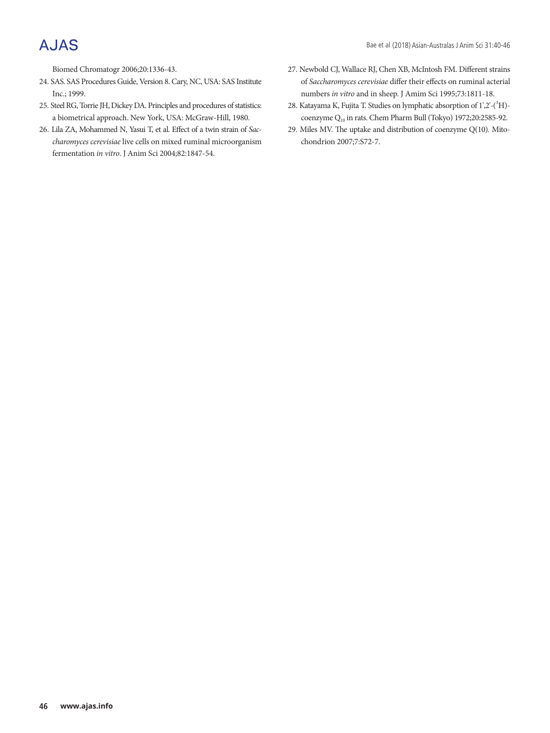Biomed Chromatogr 2006;20:1336-43.

24. SAS. SAS Procedures Guide, Version 8. Cary, NC, USA: SAS Institute Inc.; 1999.
25. Steel RG, Torrie JH, Dickey DA. Principles and procedures of statistics: a biometrical approach. New York, USA: McGraw-Hill, 1980.
26. Lila ZA, Mohammed N, Yasui T, et al. Effect of a twin strain of *Saccharomyces cerevisiae* live cells on mixed ruminal microorganism fermentation *in vitro*. J Anim Sci 2004;82:1847-54.
27. Newbold CJ, Wallace RJ, Chen XB, McIntosh FM. Different strains of *Saccharomyces cerevisiae* differ their effects on ruminal acterial numbers *in vitro* and in sheep. J Amim Sci 1995;73:1811-18.
28. Katayama K, Fujita T. Studies on lymphatic absorption of 1',2'-($^3$H)-coenzyme $Q_{10}$ in rats. Chem Pharm Bull (Tokyo) 1972;20:2585-92.
29. Miles MV. The uptake and distribution of coenzyme Q(10). Mitochondrion 2007;7:S72-7.